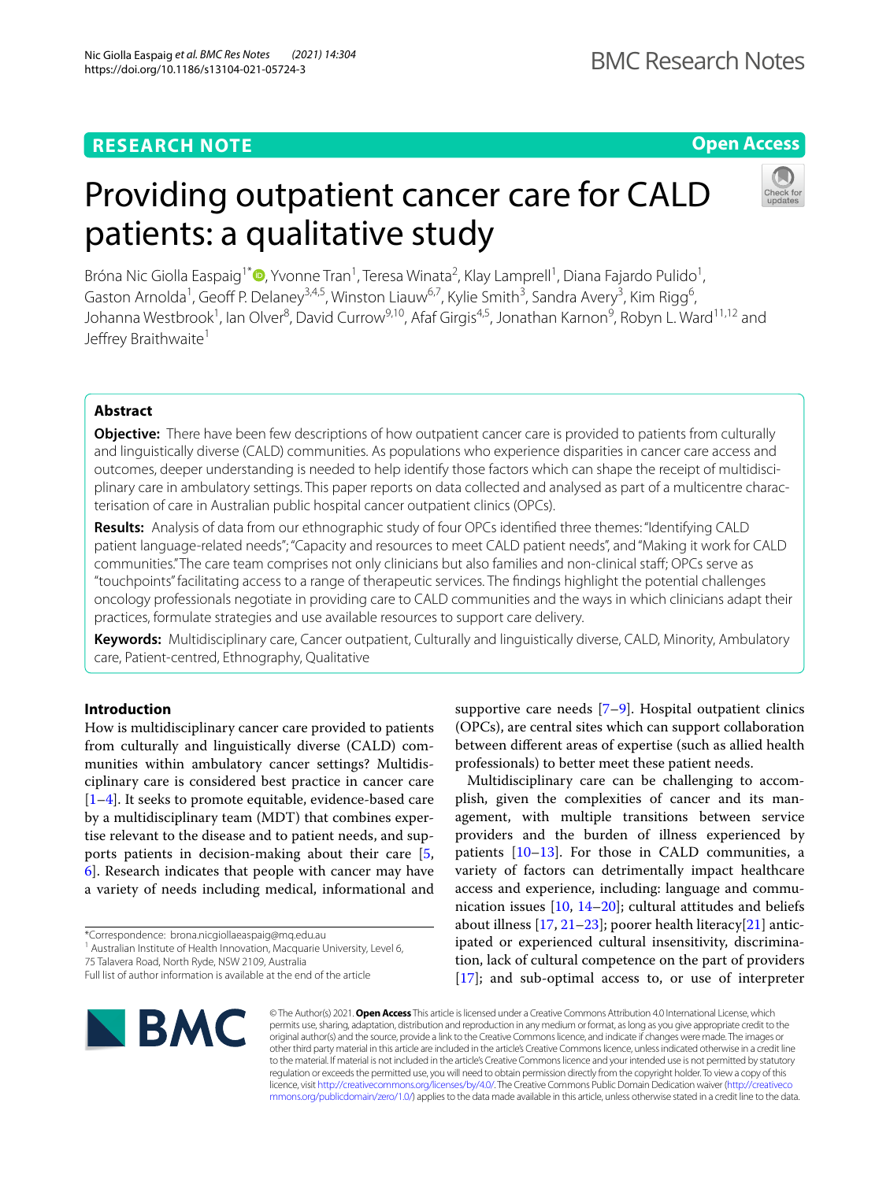RESEARCH NOTE

Open Access

# Providing outpatient cancer care for CALD patients: a qualitative study

Bróna Nic Giolla Easpaig[1*], Yvonne Tran[1], Teresa Winata[2], Klay Lamprell[1], Diana Fajardo Pulido[1], Gaston Arnolda[1], Geoff P. Delaney[3,4,5], Winston Liauw[6,7], Kylie Smith[3], Sandra Avery[3], Kim Rigg[6], Johanna Westbrook[1], Ian Olver[8], David Currow[9,10], Afaf Girgis[4,5], Jonathan Karnon[9], Robyn L. Ward[11,12] and Jeffrey Braithwaite[1]

## Abstract

**Objective:** There have been few descriptions of how outpatient cancer care is provided to patients from culturally and linguistically diverse (CALD) communities. As populations who experience disparities in cancer care access and outcomes, deeper understanding is needed to help identify those factors which can shape the receipt of multidisciplinary care in ambulatory settings. This paper reports on data collected and analysed as part of a multicentre characterisation of care in Australian public hospital cancer outpatient clinics (OPCs).

**Results:** Analysis of data from our ethnographic study of four OPCs identified three themes: "Identifying CALD patient language-related needs"; "Capacity and resources to meet CALD patient needs", and "Making it work for CALD communities." The care team comprises not only clinicians but also families and non-clinical staff; OPCs serve as "touchpoints" facilitating access to a range of therapeutic services. The findings highlight the potential challenges oncology professionals negotiate in providing care to CALD communities and the ways in which clinicians adapt their practices, formulate strategies and use available resources to support care delivery.

**Keywords:** Multidisciplinary care, Cancer outpatient, Culturally and linguistically diverse, CALD, Minority, Ambulatory care, Patient-centred, Ethnography, Qualitative

## Introduction

How is multidisciplinary cancer care provided to patients from culturally and linguistically diverse (CALD) communities within ambulatory cancer settings? Multidisciplinary care is considered best practice in cancer care [1–4]. It seeks to promote equitable, evidence-based care by a multidisciplinary team (MDT) that combines expertise relevant to the disease and to patient needs, and supports patients in decision-making about their care [5, 6]. Research indicates that people with cancer may have a variety of needs including medical, informational and supportive care needs [7–9]. Hospital outpatient clinics (OPCs), are central sites which can support collaboration between different areas of expertise (such as allied health professionals) to better meet these patient needs.

Multidisciplinary care can be challenging to accomplish, given the complexities of cancer and its management, with multiple transitions between service providers and the burden of illness experienced by patients [10–13]. For those in CALD communities, a variety of factors can detrimentally impact healthcare access and experience, including: language and communication issues [10, 14–20]; cultural attitudes and beliefs about illness [17, 21–23]; poorer health literacy[21] anticipated or experienced cultural insensitivity, discrimination, lack of cultural competence on the part of providers [17]; and sub-optimal access to, or use of interpreter

*Correspondence: brona.nicgiollaeaspaig@mq.edu.au
[1] Australian Institute of Health Innovation, Macquarie University, Level 6, 75 Talavera Road, North Ryde, NSW 2109, Australia
Full list of author information is available at the end of the article

© The Author(s) 2021. **Open Access** This article is licensed under a Creative Commons Attribution 4.0 International License, which permits use, sharing, adaptation, distribution and reproduction in any medium or format, as long as you give appropriate credit to the original author(s) and the source, provide a link to the Creative Commons licence, and indicate if changes were made. The images or other third party material in this article are included in the article's Creative Commons licence, unless indicated otherwise in a credit line to the material. If material is not included in the article's Creative Commons licence and your intended use is not permitted by statutory regulation or exceeds the permitted use, you will need to obtain permission directly from the copyright holder. To view a copy of this licence, visit http://creativecommons.org/licenses/by/4.0/. The Creative Commons Public Domain Dedication waiver (http://creativecommons.org/publicdomain/zero/1.0/) applies to the data made available in this article, unless otherwise stated in a credit line to the data.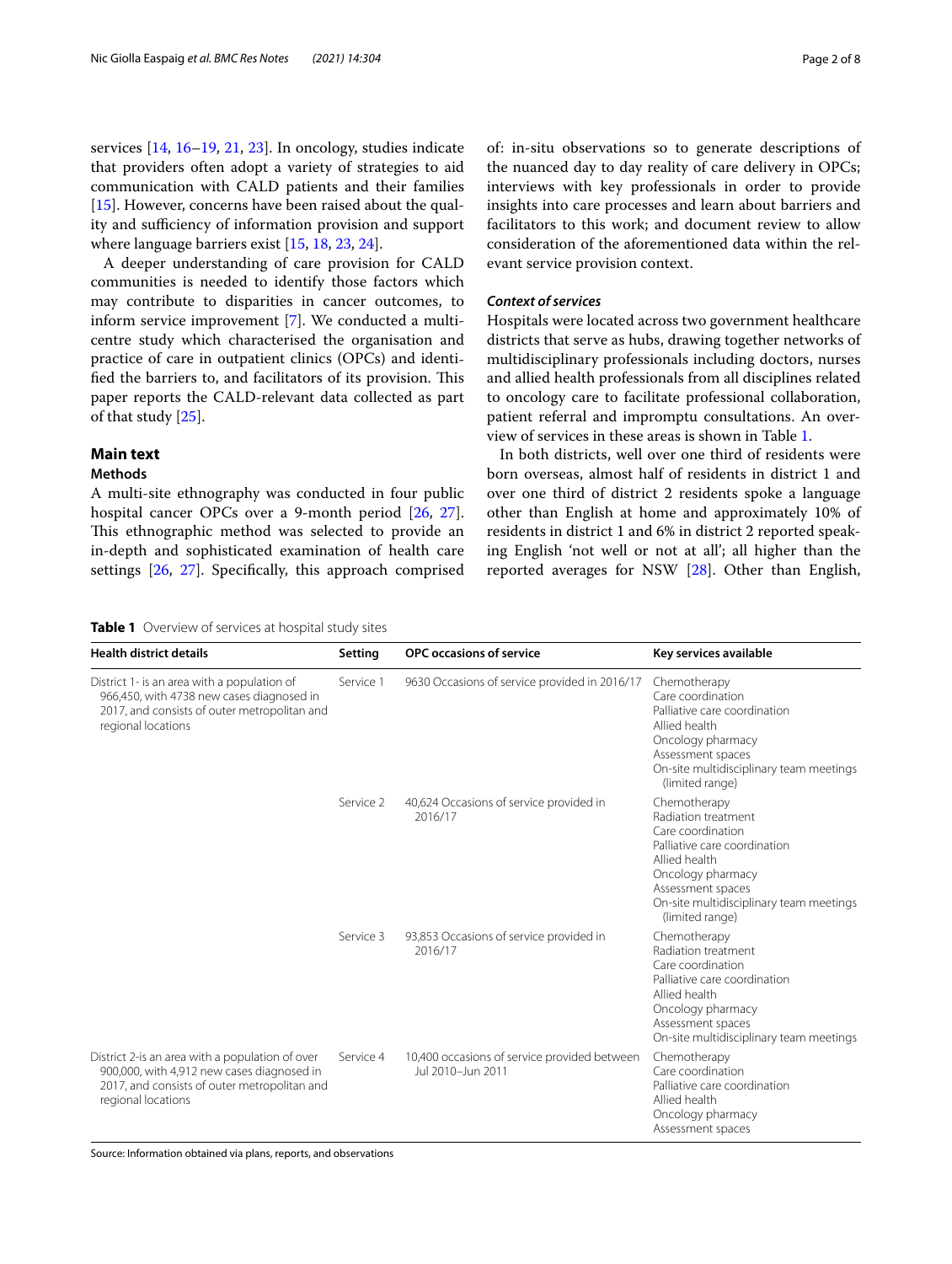services [14, 16–19, 21, 23]. In oncology, studies indicate that providers often adopt a variety of strategies to aid communication with CALD patients and their families [15]. However, concerns have been raised about the quality and sufficiency of information provision and support where language barriers exist [15, 18, 23, 24].

A deeper understanding of care provision for CALD communities is needed to identify those factors which may contribute to disparities in cancer outcomes, to inform service improvement [7]. We conducted a multi-centre study which characterised the organisation and practice of care in outpatient clinics (OPCs) and identified the barriers to, and facilitators of its provision. This paper reports the CALD-relevant data collected as part of that study [25].

## Main text

### Methods

A multi-site ethnography was conducted in four public hospital cancer OPCs over a 9-month period [26, 27]. This ethnographic method was selected to provide an in-depth and sophisticated examination of health care settings [26, 27]. Specifically, this approach comprised of: in-situ observations so to generate descriptions of the nuanced day to day reality of care delivery in OPCs; interviews with key professionals in order to provide insights into care processes and learn about barriers and facilitators to this work; and document review to allow consideration of the aforementioned data within the relevant service provision context.

#### *Context of services*

Hospitals were located across two government healthcare districts that serve as hubs, drawing together networks of multidisciplinary professionals including doctors, nurses and allied health professionals from all disciplines related to oncology care to facilitate professional collaboration, patient referral and impromptu consultations. An overview of services in these areas is shown in Table 1.

In both districts, well over one third of residents were born overseas, almost half of residents in district 1 and over one third of district 2 residents spoke a language other than English at home and approximately 10% of residents in district 1 and 6% in district 2 reported speaking English 'not well or not at all'; all higher than the reported averages for NSW [28]. Other than English,

**Table 1** Overview of services at hospital study sites

| Health district details | Setting | OPC occasions of service | Key services available |
|---|---|---|---|
| District 1- is an area with a population of 966,450, with 4738 new cases diagnosed in 2017, and consists of outer metropolitan and regional locations | Service 1 | 9630 Occasions of service provided in 2016/17 | Chemotherapy<br>Care coordination<br>Palliative care coordination<br>Allied health<br>Oncology pharmacy<br>Assessment spaces<br>On-site multidisciplinary team meetings (limited range) |
| | Service 2 | 40,624 Occasions of service provided in 2016/17 | Chemotherapy<br>Radiation treatment<br>Care coordination<br>Palliative care coordination<br>Allied health<br>Oncology pharmacy<br>Assessment spaces<br>On-site multidisciplinary team meetings (limited range) |
| | Service 3 | 93,853 Occasions of service provided in 2016/17 | Chemotherapy<br>Radiation treatment<br>Care coordination<br>Palliative care coordination<br>Allied health<br>Oncology pharmacy<br>Assessment spaces<br>On-site multidisciplinary team meetings |
| District 2-is an area with a population of over 900,000, with 4,912 new cases diagnosed in 2017, and consists of outer metropolitan and regional locations | Service 4 | 10,400 occasions of service provided between Jul 2010–Jun 2011 | Chemotherapy<br>Care coordination<br>Palliative care coordination<br>Allied health<br>Oncology pharmacy<br>Assessment spaces |

Source: Information obtained via plans, reports, and observations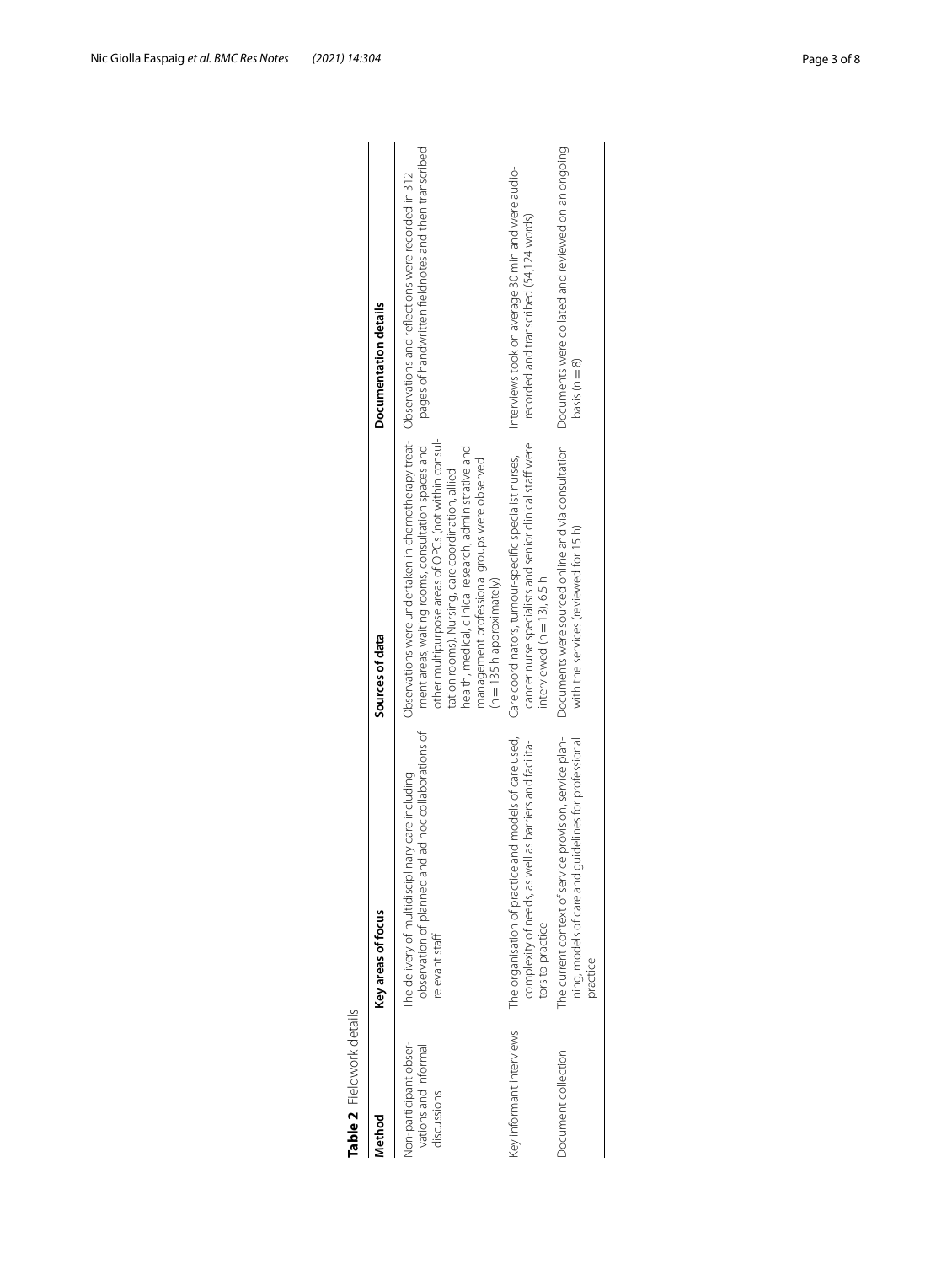**Table 2** Fieldwork details

| Method | Key areas of focus | Sources of data | Documentation details |
|---|---|---|---|
| Non-participant observations and informal discussions | The delivery of multidisciplinary care including observation of planned and ad hoc collaborations of relevant staff | Observations were undertaken in chemotherapy treatment areas, waiting rooms, consultation spaces and other multipurpose areas of OPCs (not within consultation rooms). Nursing, care coordination, allied health, medical, clinical research, administrative and management professional groups were observed (n = 135 h approximately) | Observations and reflections were recorded in 312 pages of handwritten fieldnotes and then transcribed |
| Key informant interviews | The organisation of practice and models of care used, complexity of needs, as well as barriers and facilitators to practice | Care coordinators, tumour-specific specialist nurses, cancer nurse specialists and senior clinical staff were interviewed (n = 13), 6.5 h | Interviews took on average 30 min and were audio-recorded and transcribed (54,124 words) |
| Document collection | The current context of service provision, service planning, models of care and guidelines for professional practice | Documents were sourced online and via consultation with the services (reviewed for 15 h) | Documents were collated and reviewed on an ongoing basis (n = 8) |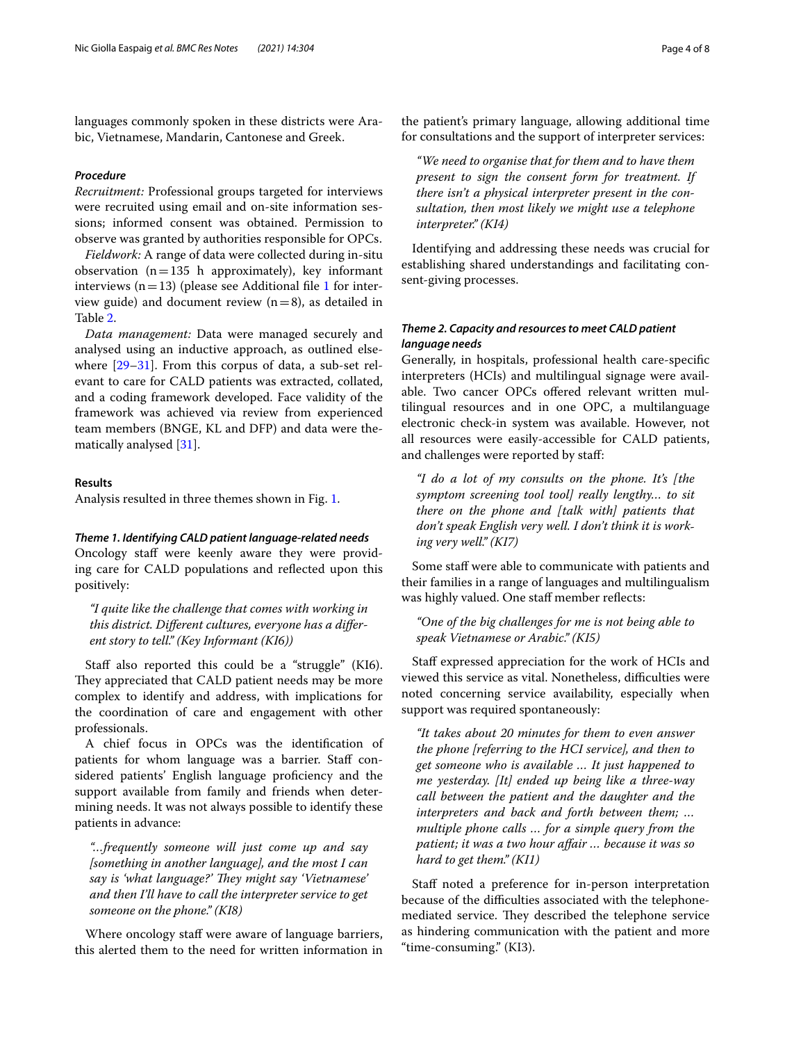languages commonly spoken in these districts were Arabic, Vietnamese, Mandarin, Cantonese and Greek.

### *Procedure*

*Recruitment:* Professional groups targeted for interviews were recruited using email and on-site information sessions; informed consent was obtained. Permission to observe was granted by authorities responsible for OPCs.

*Fieldwork:* A range of data were collected during in-situ observation (n = 135 h approximately), key informant interviews (n = 13) (please see Additional file 1 for interview guide) and document review (n = 8), as detailed in Table 2.

*Data management:* Data were managed securely and analysed using an inductive approach, as outlined elsewhere [29–31]. From this corpus of data, a sub-set relevant to care for CALD patients was extracted, collated, and a coding framework developed. Face validity of the framework was achieved via review from experienced team members (BNGE, KL and DFP) and data were thematically analysed [31].

## Results

Analysis resulted in three themes shown in Fig. 1.

### *Theme 1. Identifying CALD patient language-related needs*

Oncology staff were keenly aware they were providing care for CALD populations and reflected upon this positively:

> *"I quite like the challenge that comes with working in this district. Different cultures, everyone has a different story to tell." (Key Informant (KI6))*

Staff also reported this could be a "struggle" (KI6). They appreciated that CALD patient needs may be more complex to identify and address, with implications for the coordination of care and engagement with other professionals.

A chief focus in OPCs was the identification of patients for whom language was a barrier. Staff considered patients' English language proficiency and the support available from family and friends when determining needs. It was not always possible to identify these patients in advance:

> *"…frequently someone will just come up and say [something in another language], and the most I can say is 'what language?' They might say 'Vietnamese' and then I'll have to call the interpreter service to get someone on the phone." (KI8)*

Where oncology staff were aware of language barriers, this alerted them to the need for written information in the patient's primary language, allowing additional time for consultations and the support of interpreter services:

> *"We need to organise that for them and to have them present to sign the consent form for treatment. If there isn't a physical interpreter present in the consultation, then most likely we might use a telephone interpreter." (KI4)*

Identifying and addressing these needs was crucial for establishing shared understandings and facilitating consent-giving processes.

### *Theme 2. Capacity and resources to meet CALD patient language needs*

Generally, in hospitals, professional health care-specific interpreters (HCIs) and multilingual signage were available. Two cancer OPCs offered relevant written multilingual resources and in one OPC, a multilanguage electronic check-in system was available. However, not all resources were easily-accessible for CALD patients, and challenges were reported by staff:

> *"I do a lot of my consults on the phone. It's [the symptom screening tool tool] really lengthy… to sit there on the phone and [talk with] patients that don't speak English very well. I don't think it is working very well." (KI7)*

Some staff were able to communicate with patients and their families in a range of languages and multilingualism was highly valued. One staff member reflects:

> *"One of the big challenges for me is not being able to speak Vietnamese or Arabic." (KI5)*

Staff expressed appreciation for the work of HCIs and viewed this service as vital. Nonetheless, difficulties were noted concerning service availability, especially when support was required spontaneously:

> *"It takes about 20 minutes for them to even answer the phone [referring to the HCI service], and then to get someone who is available … It just happened to me yesterday. [It] ended up being like a three-way call between the patient and the daughter and the interpreters and back and forth between them; … multiple phone calls … for a simple query from the patient; it was a two hour affair … because it was so hard to get them." (KI1)*

Staff noted a preference for in-person interpretation because of the difficulties associated with the telephone-mediated service. They described the telephone service as hindering communication with the patient and more "time-consuming." (KI3).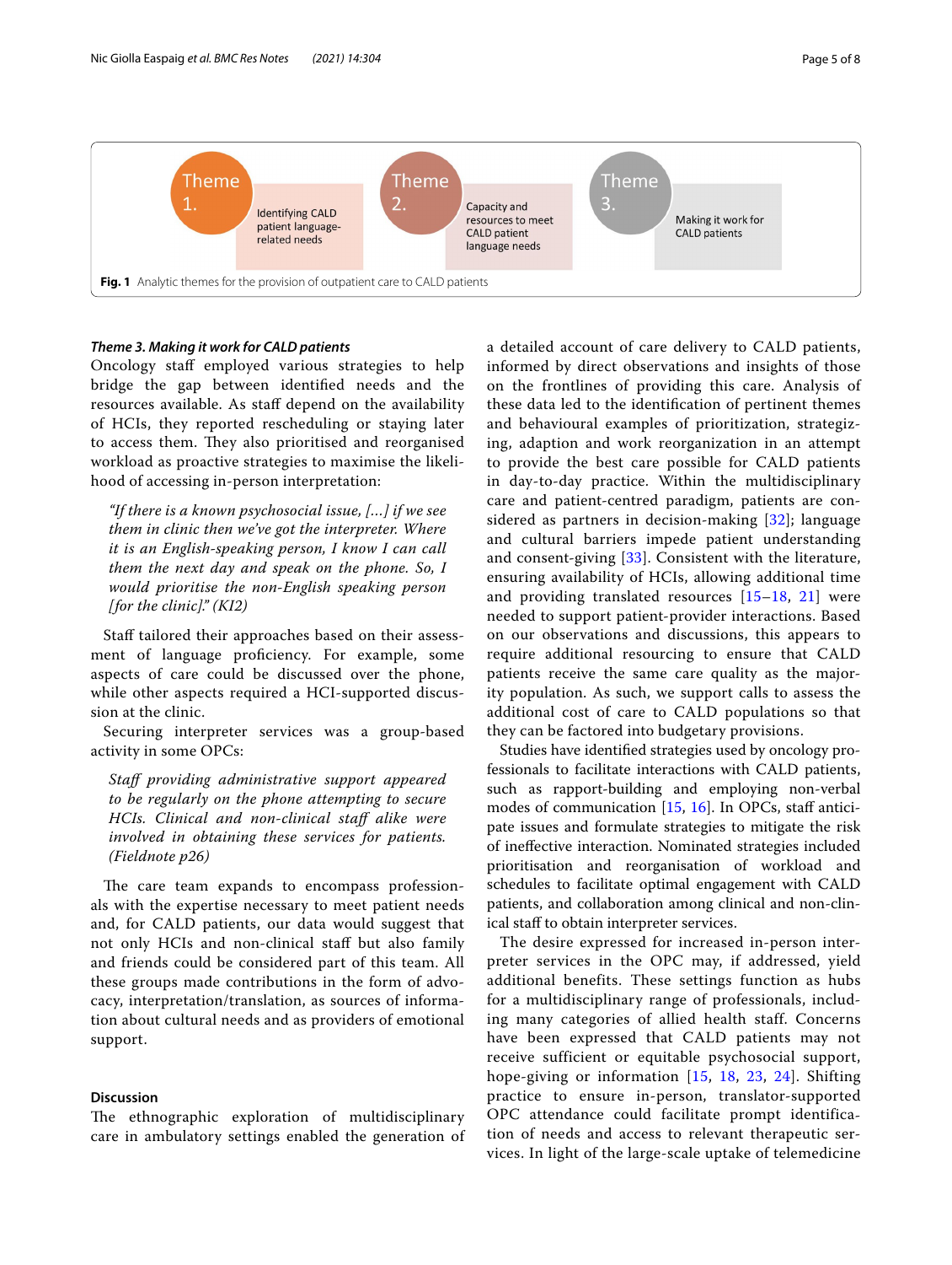Theme 1. Identifying CALD patient language-related needs

Theme 2. Capacity and resources to meet CALD patient language needs

Theme 3. Making it work for CALD patients

**Fig. 1** Analytic themes for the provision of outpatient care to CALD patients

***Theme 3. Making it work for CALD patients***

Oncology staff employed various strategies to help bridge the gap between identified needs and the resources available. As staff depend on the availability of HCIs, they reported rescheduling or staying later to access them. They also prioritised and reorganised workload as proactive strategies to maximise the likelihood of accessing in-person interpretation:

> *"If there is a known psychosocial issue, [...] if we see them in clinic then we've got the interpreter. Where it is an English-speaking person, I know I can call them the next day and speak on the phone. So, I would prioritise the non-English speaking person [for the clinic]." (KI2)*

Staff tailored their approaches based on their assessment of language proficiency. For example, some aspects of care could be discussed over the phone, while other aspects required a HCI-supported discussion at the clinic.

Securing interpreter services was a group-based activity in some OPCs:

> *Staff providing administrative support appeared to be regularly on the phone attempting to secure HCIs. Clinical and non-clinical staff alike were involved in obtaining these services for patients. (Fieldnote p26)*

The care team expands to encompass professionals with the expertise necessary to meet patient needs and, for CALD patients, our data would suggest that not only HCIs and non-clinical staff but also family and friends could be considered part of this team. All these groups made contributions in the form of advocacy, interpretation/translation, as sources of information about cultural needs and as providers of emotional support.

## Discussion

The ethnographic exploration of multidisciplinary care in ambulatory settings enabled the generation of a detailed account of care delivery to CALD patients, informed by direct observations and insights of those on the frontlines of providing this care. Analysis of these data led to the identification of pertinent themes and behavioural examples of prioritization, strategizing, adaption and work reorganization in an attempt to provide the best care possible for CALD patients in day-to-day practice. Within the multidisciplinary care and patient-centred paradigm, patients are considered as partners in decision-making [32]; language and cultural barriers impede patient understanding and consent-giving [33]. Consistent with the literature, ensuring availability of HCIs, allowing additional time and providing translated resources [15–18, 21] were needed to support patient-provider interactions. Based on our observations and discussions, this appears to require additional resourcing to ensure that CALD patients receive the same care quality as the majority population. As such, we support calls to assess the additional cost of care to CALD populations so that they can be factored into budgetary provisions.

Studies have identified strategies used by oncology professionals to facilitate interactions with CALD patients, such as rapport-building and employing non-verbal modes of communication [15, 16]. In OPCs, staff anticipate issues and formulate strategies to mitigate the risk of ineffective interaction. Nominated strategies included prioritisation and reorganisation of workload and schedules to facilitate optimal engagement with CALD patients, and collaboration among clinical and non-clinical staff to obtain interpreter services.

The desire expressed for increased in-person interpreter services in the OPC may, if addressed, yield additional benefits. These settings function as hubs for a multidisciplinary range of professionals, including many categories of allied health staff. Concerns have been expressed that CALD patients may not receive sufficient or equitable psychosocial support, hope-giving or information [15, 18, 23, 24]. Shifting practice to ensure in-person, translator-supported OPC attendance could facilitate prompt identification of needs and access to relevant therapeutic services. In light of the large-scale uptake of telemedicine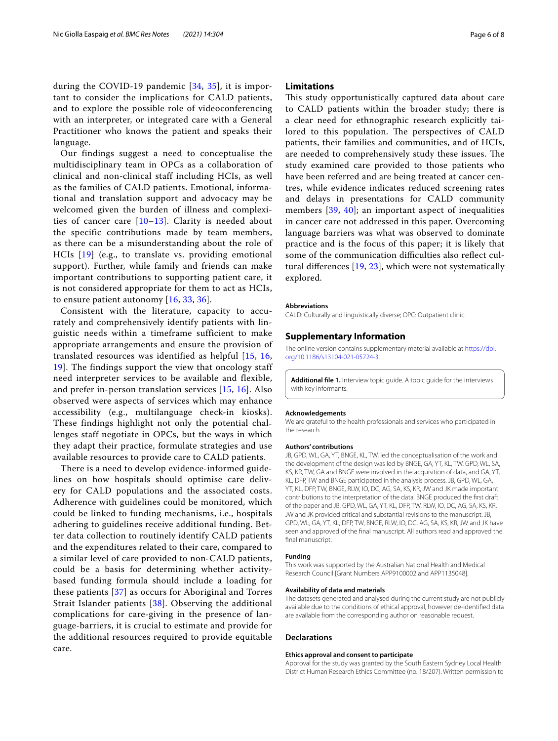during the COVID-19 pandemic [34, 35], it is important to consider the implications for CALD patients, and to explore the possible role of videoconferencing with an interpreter, or integrated care with a General Practitioner who knows the patient and speaks their language.

Our findings suggest a need to conceptualise the multidisciplinary team in OPCs as a collaboration of clinical and non-clinical staff including HCIs, as well as the families of CALD patients. Emotional, informational and translation support and advocacy may be welcomed given the burden of illness and complexities of cancer care [10–13]. Clarity is needed about the specific contributions made by team members, as there can be a misunderstanding about the role of HCIs [19] (e.g., to translate vs. providing emotional support). Further, while family and friends can make important contributions to supporting patient care, it is not considered appropriate for them to act as HCIs, to ensure patient autonomy [16, 33, 36].

Consistent with the literature, capacity to accurately and comprehensively identify patients with linguistic needs within a timeframe sufficient to make appropriate arrangements and ensure the provision of translated resources was identified as helpful [15, 16, 19]. The findings support the view that oncology staff need interpreter services to be available and flexible, and prefer in-person translation services [15, 16]. Also observed were aspects of services which may enhance accessibility (e.g., multilanguage check-in kiosks). These findings highlight not only the potential challenges staff negotiate in OPCs, but the ways in which they adapt their practice, formulate strategies and use available resources to provide care to CALD patients.

There is a need to develop evidence-informed guidelines on how hospitals should optimise care delivery for CALD populations and the associated costs. Adherence with guidelines could be monitored, which could be linked to funding mechanisms, i.e., hospitals adhering to guidelines receive additional funding. Better data collection to routinely identify CALD patients and the expenditures related to their care, compared to a similar level of care provided to non-CALD patients, could be a basis for determining whether activity-based funding formula should include a loading for these patients [37] as occurs for Aboriginal and Torres Strait Islander patients [38]. Observing the additional complications for care-giving in the presence of language-barriers, it is crucial to estimate and provide for the additional resources required to provide equitable care.

## Limitations

This study opportunistically captured data about care to CALD patients within the broader study; there is a clear need for ethnographic research explicitly tailored to this population. The perspectives of CALD patients, their families and communities, and of HCIs, are needed to comprehensively study these issues. The study examined care provided to those patients who have been referred and are being treated at cancer centres, while evidence indicates reduced screening rates and delays in presentations for CALD community members [39, 40]; an important aspect of inequalities in cancer care not addressed in this paper. Overcoming language barriers was what was observed to dominate practice and is the focus of this paper; it is likely that some of the communication difficulties also reflect cultural differences [19, 23], which were not systematically explored.

#### Abbreviations

CALD: Culturally and linguistically diverse; OPC: Outpatient clinic.

## Supplementary Information

The online version contains supplementary material available at https://doi.org/10.1186/s13104-021-05724-3.

**Additional file 1.** Interview topic guide. A topic guide for the interviews with key informants.

#### Acknowledgements

We are grateful to the health professionals and services who participated in the research.

#### Authors' contributions

JB, GPD, WL, GA, YT, BNGE, KL, TW, led the conceptualisation of the work and the development of the design was led by BNGE, GA, YT, KL, TW. GPD, WL, SA, KS, KR, TW, GA and BNGE were involved in the acquisition of data, and GA, YT, KL, DFP, TW and BNGE participated in the analysis process. JB, GPD, WL, GA, YT, KL, DFP, TW, BNGE, RLW, IO, DC, AG, SA, KS, KR, JW and JK made important contributions to the interpretation of the data. BNGE produced the first draft of the paper and JB, GPD, WL, GA, YT, KL, DFP, TW, RLW, IO, DC, AG, SA, KS, KR, JW and JK provided critical and substantial revisions to the manuscript. JB, GPD, WL, GA, YT, KL, DFP, TW, BNGE, RLW, IO, DC, AG, SA, KS, KR, JW and JK have seen and approved of the final manuscript. All authors read and approved the final manuscript.

#### Funding

This work was supported by the Australian National Health and Medical Research Council [Grant Numbers APP9100002 and APP1135048].

#### Availability of data and materials

The datasets generated and analysed during the current study are not publicly available due to the conditions of ethical approval, however de-identified data are available from the corresponding author on reasonable request.

## Declarations

#### Ethics approval and consent to participate

Approval for the study was granted by the South Eastern Sydney Local Health District Human Research Ethics Committee (no. 18/207). Written permission to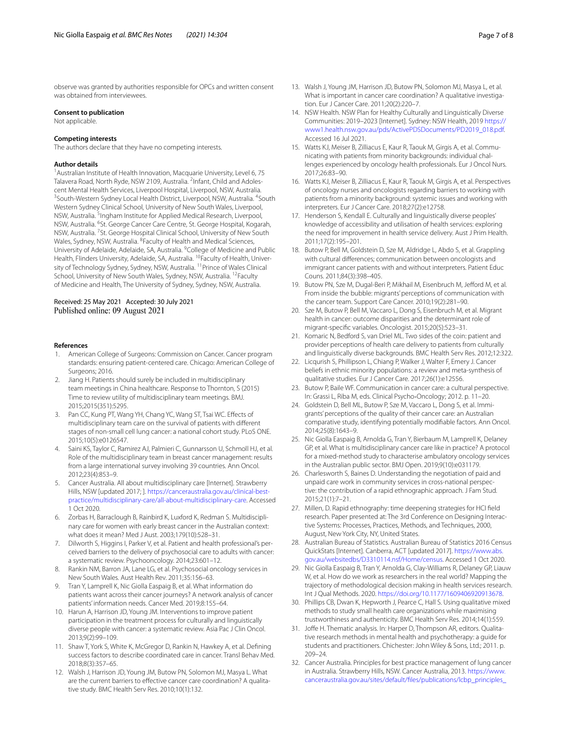observe was granted by authorities responsible for OPCs and written consent was obtained from interviewees.

### Consent to publication

Not applicable.

### Competing interests

The authors declare that they have no competing interests.

### Author details

[1]Australian Institute of Health Innovation, Macquarie University, Level 6, 75 Talavera Road, North Ryde, NSW 2109, Australia. [2]Infant, Child and Adolescent Mental Health Services, Liverpool Hospital, Liverpool, NSW, Australia. [3]South-Western Sydney Local Health District, Liverpool, NSW, Australia. [4]South Western Sydney Clinical School, University of New South Wales, Liverpool, NSW, Australia. [5]Ingham Institute for Applied Medical Research, Liverpool, NSW, Australia. [6]St. George Cancer Care Centre, St. George Hospital, Kogarah, NSW, Australia. [7]St. George Hospital Clinical School, University of New South Wales, Sydney, NSW, Australia. [8]Faculty of Health and Medical Sciences, University of Adelaide, Adelaide, SA, Australia. [9]College of Medicine and Public Health, Flinders University, Adelaide, SA, Australia. [10]Faculty of Health, University of Technology Sydney, Sydney, NSW, Australia. [11]Prince of Wales Clinical School, University of New South Wales, Sydney, NSW, Australia. [12]Faculty of Medicine and Health, The University of Sydney, Sydney, NSW, Australia.

Received: 25 May 2021 Accepted: 30 July 2021
Published online: 09 August 2021

### References

1. American College of Surgeons: Commission on Cancer. Cancer program standards: ensuring patient-centered care. Chicago: American College of Surgeons; 2016.
2. Jiang H. Patients should surely be included in multidisciplinary team meetings in China healthcare. Response to Thornton, S (2015) Time to review utility of multidisciplinary team meetings. BMJ. 2015;2015(351):5295.
3. Pan CC, Kung PT, Wang YH, Chang YC, Wang ST, Tsai WC. Effects of multidisciplinary team care on the survival of patients with different stages of non-small cell lung cancer: a national cohort study. PLoS ONE. 2015;10(5):e0126547.
4. Saini KS, Taylor C, Ramirez AJ, Palmieri C, Gunnarsson U, Schmoll HJ, et al. Role of the multidisciplinary team in breast cancer management: results from a large international survey involving 39 countries. Ann Oncol. 2012;23(4):853–9.
5. Cancer Australia. All about multidisciplinary care [Internet]. Strawberry Hills, NSW [updated 2017; ]. https://canceraustralia.gov.au/clinical-best-practice/multidisciplinary-care/all-about-multidisciplinary-care. Accessed 1 Oct 2020.
6. Zorbas H, Barraclough B, Rainbird K, Luxford K, Redman S. Multidisciplinary care for women with early breast cancer in the Australian context: what does it mean? Med J Aust. 2003;179(10):528–31.
7. Dilworth S, Higgins I, Parker V, et al. Patient and health professional's perceived barriers to the delivery of psychosocial care to adults with cancer: a systematic review. Psychooncology. 2014;23:601–12.
8. Rankin NM, Barron JA, Lane LG, et al. Psychosocial oncology services in New South Wales. Aust Health Rev. 2011;35:156–63.
9. Tran Y, Lamprell K, Nic Giolla Easpaig B, et al. What information do patients want across their cancer journeys? A network analysis of cancer patients' information needs. Cancer Med. 2019;8:155–64.
10. Harun A, Harrison JD, Young JM. Interventions to improve patient participation in the treatment process for culturally and linguistically diverse people with cancer: a systematic review. Asia Pac J Clin Oncol. 2013;9(2):99–109.
11. Shaw T, York S, White K, McGregor D, Rankin N, Hawkey A, et al. Defining success factors to describe coordinated care in cancer. Transl Behav Med. 2018;8(3):357–65.
12. Walsh J, Harrison JD, Young JM, Butow PN, Solomon MJ, Masya L. What are the current barriers to effective cancer care coordination? A qualitative study. BMC Health Serv Res. 2010;10(1):132.
13. Walsh J, Young JM, Harrison JD, Butow PN, Solomon MJ, Masya L, et al. What is important in cancer care coordination? A qualitative investigation. Eur J Cancer Care. 2011;20(2):220–7.
14. NSW Health. NSW Plan for Healthy Culturally and Linguistically Diverse Communities: 2019–2023 [Internet]. Sydney: NSW Health, 2019 https://www1.health.nsw.gov.au/pds/ActivePDSDocuments/PD2019_018.pdf. Accessed 16 Jul 2021.
15. Watts KJ, Meiser B, Zilliacus E, Kaur R, Taouk M, Girgis A, et al. Communicating with patients from minority backgrounds: individual challenges experienced by oncology health professionals. Eur J Oncol Nurs. 2017;26:83–90.
16. Watts KJ, Meiser B, Zilliacus E, Kaur R, Taouk M, Girgis A, et al. Perspectives of oncology nurses and oncologists regarding barriers to working with patients from a minority background: systemic issues and working with interpreters. Eur J Cancer Care. 2018;27(2):e12758.
17. Henderson S, Kendall E. Culturally and linguistically diverse peoples' knowledge of accessibility and utilisation of health services: exploring the need for improvement in health service delivery. Aust J Prim Health. 2011;17(2):195–201.
18. Butow P, Bell M, Goldstein D, Sze M, Aldridge L, Abdo S, et al. Grappling with cultural differences; communication between oncologists and immigrant cancer patients with and without interpreters. Patient Educ Couns. 2011;84(3):398–405.
19. Butow PN, Sze M, Dugal-Beri P, Mikhail M, Eisenbruch M, Jefford M, et al. From inside the bubble: migrants' perceptions of communication with the cancer team. Support Care Cancer. 2010;19(2):281–90.
20. Sze M, Butow P, Bell M, Vaccaro L, Dong S, Eisenbruch M, et al. Migrant health in cancer: outcome disparities and the determinant role of migrant-specific variables. Oncologist. 2015;20(5):523–31.
21. Komaric N, Bedford S, van Driel ML. Two sides of the coin: patient and provider perceptions of health care delivery to patients from culturally and linguistically diverse backgrounds. BMC Health Serv Res. 2012;12:322.
22. Licqurish S, Phillipson L, Chiang P, Walker J, Walter F, Emery J. Cancer beliefs in ethnic minority populations: a review and meta-synthesis of qualitative studies. Eur J Cancer Care. 2017;26(1):e12556.
23. Butow P, Baile WF. Communication in cancer care: a cultural perspective. In: Grassi L, Riba M, eds. Clinical Psycho-Oncology; 2012. p. 11–20.
24. Goldstein D, Bell ML, Butow P, Sze M, Vaccaro L, Dong S, et al. Immigrants' perceptions of the quality of their cancer care: an Australian comparative study, identifying potentially modifiable factors. Ann Oncol. 2014;25(8):1643–9.
25. Nic Giolla Easpaig B, Arnolda G, Tran Y, Bierbaum M, Lamprell K, Delaney GP, et al. What is multidisciplinary cancer care like in practice? A protocol for a mixed-method study to characterise ambulatory oncology services in the Australian public sector. BMJ Open. 2019;9(10):e031179.
26. Charlesworth S, Baines D. Understanding the negotiation of paid and unpaid care work in community services in cross-national perspective: the contribution of a rapid ethnographic approach. J Fam Stud. 2015;21(1):7–21.
27. Millen, D. Rapid ethnography: time deepening strategies for HCI field research. Paper presented at: The 3rd Conference on Designing Interactive Systems: Processes, Practices, Methods, and Techniques, 2000, August, New York City, NY, United States.
28. Australian Bureau of Statistics. Australian Bureau of Statistics 2016 Census QuickStats [Internet]. Canberra, ACT [updated 2017]. https://www.abs.gov.au/websitedbs/D3310114.nsf/Home/census. Accessed 1 Oct 2020.
29. Nic Giolla Easpaig B, Tran Y, Arnolda G, Clay-Williams R, Delaney GP, Liauw W, et al. How do we work as researchers in the real world? Mapping the trajectory of methodological decision making in health services research. Int J Qual Methods. 2020. https://doi.org/10.1177/1609406920913678.
30. Phillips CB, Dwan K, Hepworth J, Pearce C, Hall S. Using qualitative mixed methods to study small health care organizations while maximising trustworthiness and authenticity. BMC Health Serv Res. 2014;14(1):559.
31. Joffe H. Thematic analysis. In: Harper D, Thompson AR, editors. Qualitative research methods in mental health and psychotherapy: a guide for students and practitioners. Chichester: John Wiley & Sons, Ltd.; 2011. p. 209–24.
32. Cancer Australia. Principles for best practice management of lung cancer in Australia. Strawberry Hills, NSW. Cancer Australia, 2013. https://www.canceraustralia.gov.au/sites/default/files/publications/lcbp_principles_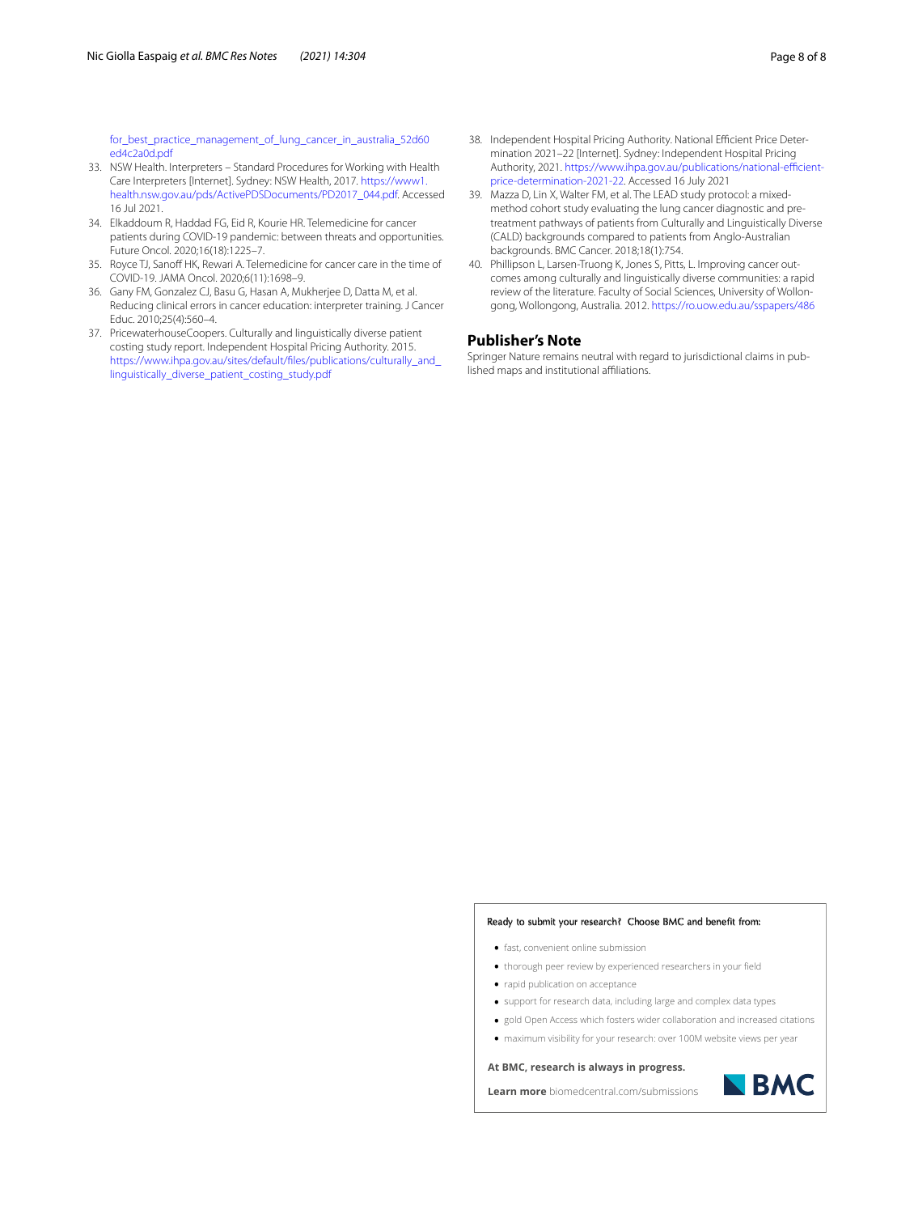for_best_practice_management_of_lung_cancer_in_australia_52d60ed4c2a0d.pdf

33. NSW Health. Interpreters – Standard Procedures for Working with Health Care Interpreters [Internet]. Sydney: NSW Health, 2017. https://www1.health.nsw.gov.au/pds/ActivePDSDocuments/PD2017_044.pdf. Accessed 16 Jul 2021.
34. Elkaddoum R, Haddad FG, Eid R, Kourie HR. Telemedicine for cancer patients during COVID-19 pandemic: between threats and opportunities. Future Oncol. 2020;16(18):1225–7.
35. Royce TJ, Sanoff HK, Rewari A. Telemedicine for cancer care in the time of COVID-19. JAMA Oncol. 2020;6(11):1698–9.
36. Gany FM, Gonzalez CJ, Basu G, Hasan A, Mukherjee D, Datta M, et al. Reducing clinical errors in cancer education: interpreter training. J Cancer Educ. 2010;25(4):560–4.
37. PricewaterhouseCoopers. Culturally and linguistically diverse patient costing study report. Independent Hospital Pricing Authority. 2015. https://www.ihpa.gov.au/sites/default/files/publications/culturally_and_linguistically_diverse_patient_costing_study.pdf
38. Independent Hospital Pricing Authority. National Efficient Price Determination 2021–22 [Internet]. Sydney: Independent Hospital Pricing Authority, 2021. https://www.ihpa.gov.au/publications/national-efficient-price-determination-2021-22. Accessed 16 July 2021
39. Mazza D, Lin X, Walter FM, et al. The LEAD study protocol: a mixed-method cohort study evaluating the lung cancer diagnostic and pre-treatment pathways of patients from Culturally and Linguistically Diverse (CALD) backgrounds compared to patients from Anglo-Australian backgrounds. BMC Cancer. 2018;18(1):754.
40. Phillipson L, Larsen-Truong K, Jones S, Pitts, L. Improving cancer outcomes among culturally and linguistically diverse communities: a rapid review of the literature. Faculty of Social Sciences, University of Wollongong, Wollongong, Australia. 2012. https://ro.uow.edu.au/sspapers/486

## Publisher's Note

Springer Nature remains neutral with regard to jurisdictional claims in published maps and institutional affiliations.

Ready to submit your research? Choose BMC and benefit from:

- fast, convenient online submission
- thorough peer review by experienced researchers in your field
- rapid publication on acceptance
- support for research data, including large and complex data types
- gold Open Access which fosters wider collaboration and increased citations
- maximum visibility for your research: over 100M website views per year

**At BMC, research is always in progress.**

**Learn more** biomedcentral.com/submissions

BMC